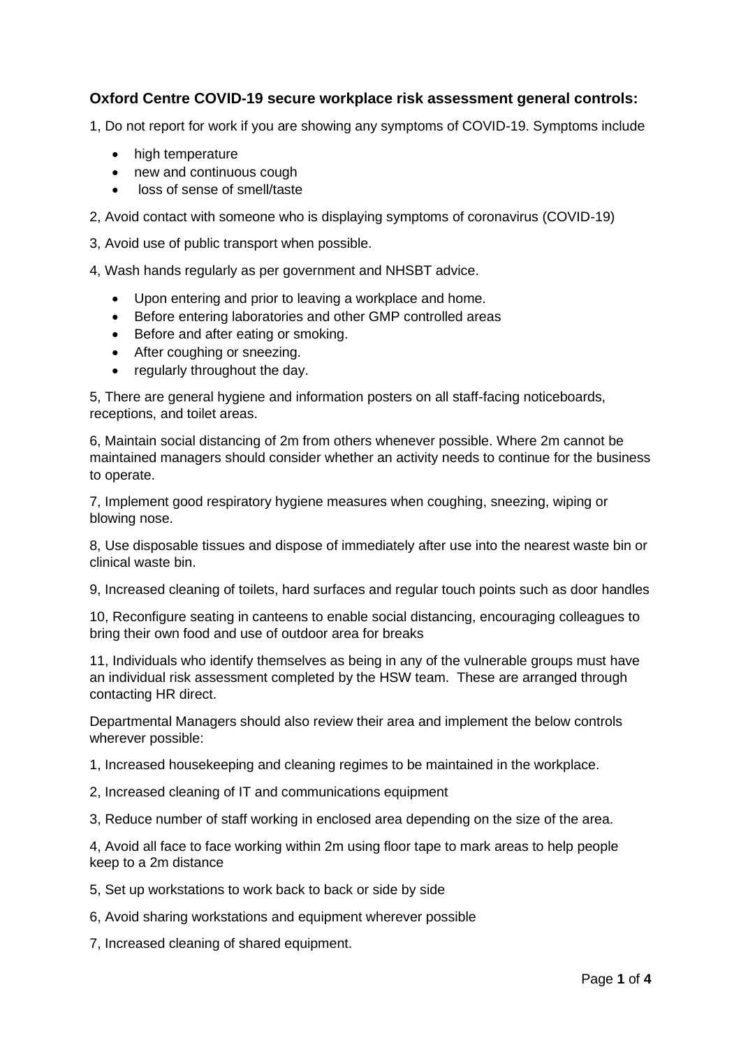## Oxford Centre COVID-19 secure workplace risk assessment general controls:

1, Do not report for work if you are showing any symptoms of COVID-19. Symptoms include

- high temperature
- new and continuous cough
- loss of sense of smell/taste

2, Avoid contact with someone who is displaying symptoms of coronavirus (COVID-19)

3, Avoid use of public transport when possible.

4, Wash hands regularly as per government and NHSBT advice.

- Upon entering and prior to leaving a workplace and home.
- Before entering laboratories and other GMP controlled areas
- Before and after eating or smoking.
- After coughing or sneezing.
- regularly throughout the day.

5, There are general hygiene and information posters on all staff-facing noticeboards, receptions, and toilet areas.

6, Maintain social distancing of 2m from others whenever possible. Where 2m cannot be maintained managers should consider whether an activity needs to continue for the business to operate.

7, Implement good respiratory hygiene measures when coughing, sneezing, wiping or blowing nose.

8, Use disposable tissues and dispose of immediately after use into the nearest waste bin or clinical waste bin.

9, Increased cleaning of toilets, hard surfaces and regular touch points such as door handles

10, Reconfigure seating in canteens to enable social distancing, encouraging colleagues to bring their own food and use of outdoor area for breaks

11, Individuals who identify themselves as being in any of the vulnerable groups must have an individual risk assessment completed by the HSW team. These are arranged through contacting HR direct.

Departmental Managers should also review their area and implement the below controls wherever possible:

1, Increased housekeeping and cleaning regimes to be maintained in the workplace.

2, Increased cleaning of IT and communications equipment

3, Reduce number of staff working in enclosed area depending on the size of the area.

4, Avoid all face to face working within 2m using floor tape to mark areas to help people keep to a 2m distance

5, Set up workstations to work back to back or side by side

6, Avoid sharing workstations and equipment wherever possible

7, Increased cleaning of shared equipment.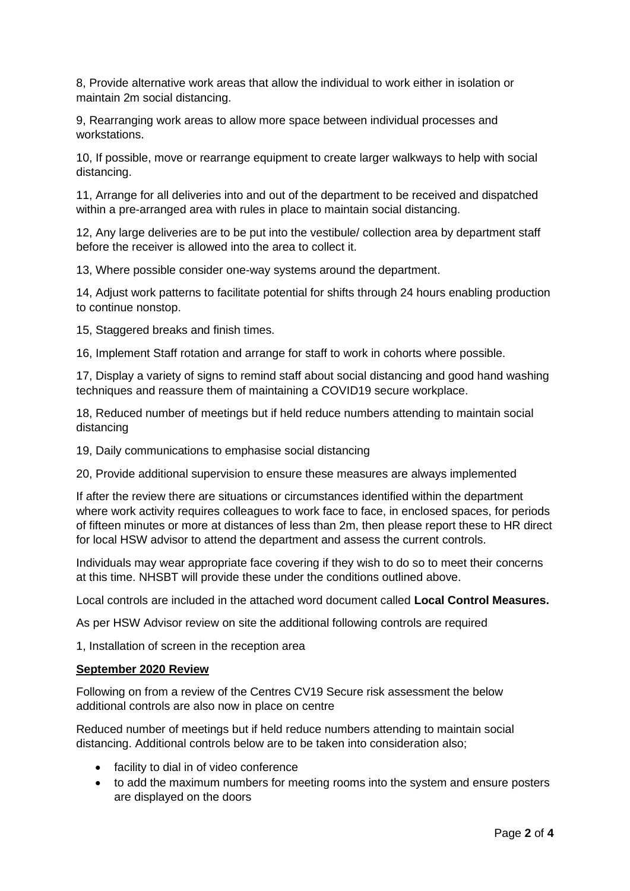8, Provide alternative work areas that allow the individual to work either in isolation or maintain 2m social distancing.

9, Rearranging work areas to allow more space between individual processes and workstations.

10, If possible, move or rearrange equipment to create larger walkways to help with social distancing.

11, Arrange for all deliveries into and out of the department to be received and dispatched within a pre-arranged area with rules in place to maintain social distancing.

12, Any large deliveries are to be put into the vestibule/ collection area by department staff before the receiver is allowed into the area to collect it.

13, Where possible consider one-way systems around the department.

14, Adjust work patterns to facilitate potential for shifts through 24 hours enabling production to continue nonstop.

15, Staggered breaks and finish times.

16, Implement Staff rotation and arrange for staff to work in cohorts where possible.

17, Display a variety of signs to remind staff about social distancing and good hand washing techniques and reassure them of maintaining a COVID19 secure workplace.

18, Reduced number of meetings but if held reduce numbers attending to maintain social distancing

19, Daily communications to emphasise social distancing

20, Provide additional supervision to ensure these measures are always implemented

If after the review there are situations or circumstances identified within the department where work activity requires colleagues to work face to face, in enclosed spaces, for periods of fifteen minutes or more at distances of less than 2m, then please report these to HR direct for local HSW advisor to attend the department and assess the current controls.

Individuals may wear appropriate face covering if they wish to do so to meet their concerns at this time. NHSBT will provide these under the conditions outlined above.

Local controls are included in the attached word document called **Local Control Measures.**

As per HSW Advisor review on site the additional following controls are required

1, Installation of screen in the reception area

**<u>September 2020 Review</u>**

Following on from a review of the Centres CV19 Secure risk assessment the below additional controls are also now in place on centre

Reduced number of meetings but if held reduce numbers attending to maintain social distancing. Additional controls below are to be taken into consideration also;

- facility to dial in of video conference
- to add the maximum numbers for meeting rooms into the system and ensure posters are displayed on the doors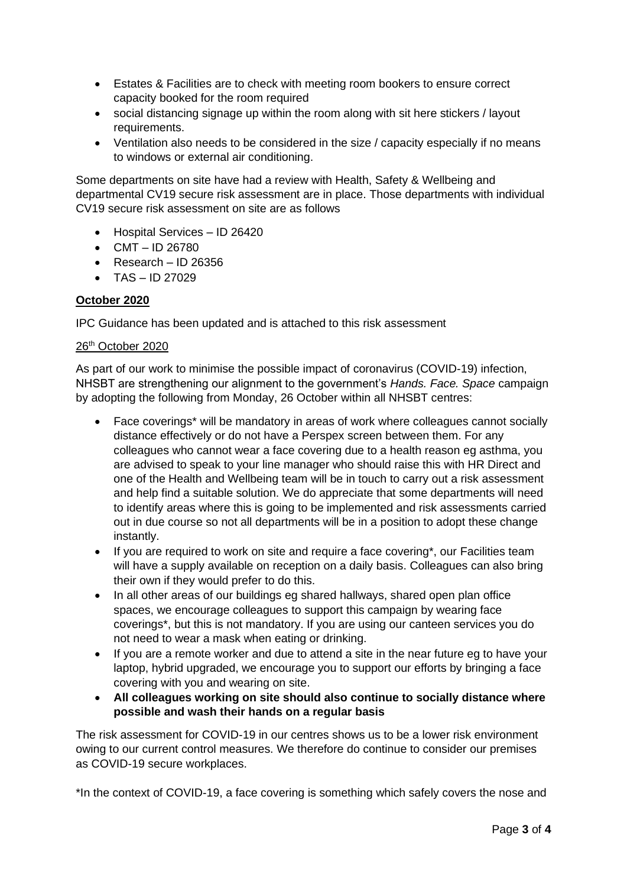- Estates & Facilities are to check with meeting room bookers to ensure correct capacity booked for the room required
- social distancing signage up within the room along with sit here stickers / layout requirements.
- Ventilation also needs to be considered in the size / capacity especially if no means to windows or external air conditioning.

Some departments on site have had a review with Health, Safety & Wellbeing and departmental CV19 secure risk assessment are in place. Those departments with individual CV19 secure risk assessment on site are as follows

- Hospital Services – ID 26420
- CMT – ID 26780
- Research – ID 26356
- TAS – ID 27029

**October 2020**

IPC Guidance has been updated and is attached to this risk assessment

26th October 2020

As part of our work to minimise the possible impact of coronavirus (COVID-19) infection, NHSBT are strengthening our alignment to the government's *Hands. Face. Space* campaign by adopting the following from Monday, 26 October within all NHSBT centres:

- Face coverings* will be mandatory in areas of work where colleagues cannot socially distance effectively or do not have a Perspex screen between them. For any colleagues who cannot wear a face covering due to a health reason eg asthma, you are advised to speak to your line manager who should raise this with HR Direct and one of the Health and Wellbeing team will be in touch to carry out a risk assessment and help find a suitable solution. We do appreciate that some departments will need to identify areas where this is going to be implemented and risk assessments carried out in due course so not all departments will be in a position to adopt these change instantly.
- If you are required to work on site and require a face covering*, our Facilities team will have a supply available on reception on a daily basis. Colleagues can also bring their own if they would prefer to do this.
- In all other areas of our buildings eg shared hallways, shared open plan office spaces, we encourage colleagues to support this campaign by wearing face coverings*, but this is not mandatory. If you are using our canteen services you do not need to wear a mask when eating or drinking.
- If you are a remote worker and due to attend a site in the near future eg to have your laptop, hybrid upgraded, we encourage you to support our efforts by bringing a face covering with you and wearing on site.
- **All colleagues working on site should also continue to socially distance where possible and wash their hands on a regular basis**

The risk assessment for COVID-19 in our centres shows us to be a lower risk environment owing to our current control measures. We therefore do continue to consider our premises as COVID-19 secure workplaces.

*In the context of COVID-19, a face covering is something which safely covers the nose and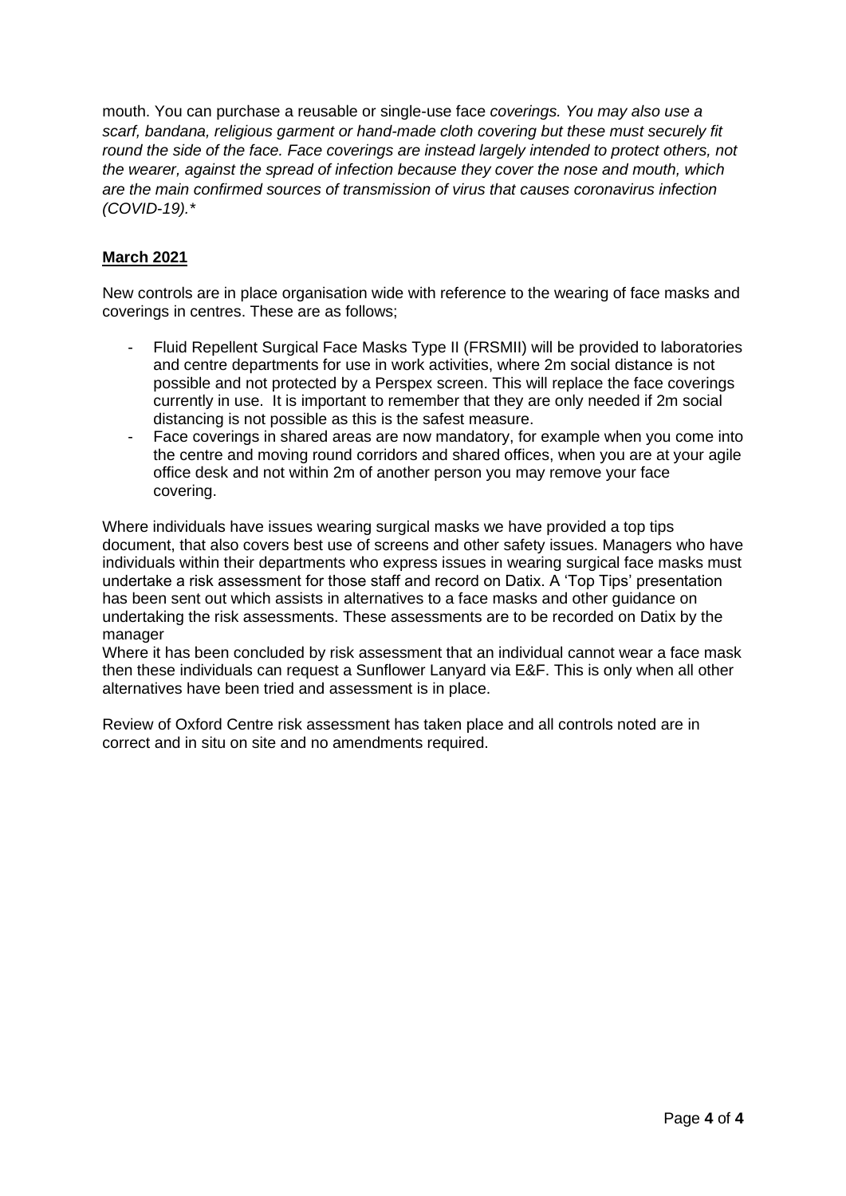mouth. You can purchase a reusable or single-use face *coverings. You may also use a scarf, bandana, religious garment or hand-made cloth covering but these must securely fit round the side of the face. Face coverings are instead largely intended to protect others, not the wearer, against the spread of infection because they cover the nose and mouth, which are the main confirmed sources of transmission of virus that causes coronavirus infection (COVID-19).**

**March 2021**

New controls are in place organisation wide with reference to the wearing of face masks and coverings in centres. These are as follows;

- Fluid Repellent Surgical Face Masks Type II (FRSMII) will be provided to laboratories and centre departments for use in work activities, where 2m social distance is not possible and not protected by a Perspex screen. This will replace the face coverings currently in use. It is important to remember that they are only needed if 2m social distancing is not possible as this is the safest measure.
- Face coverings in shared areas are now mandatory, for example when you come into the centre and moving round corridors and shared offices, when you are at your agile office desk and not within 2m of another person you may remove your face covering.

Where individuals have issues wearing surgical masks we have provided a top tips document, that also covers best use of screens and other safety issues. Managers who have individuals within their departments who express issues in wearing surgical face masks must undertake a risk assessment for those staff and record on Datix. A 'Top Tips' presentation has been sent out which assists in alternatives to a face masks and other guidance on undertaking the risk assessments. These assessments are to be recorded on Datix by the manager

Where it has been concluded by risk assessment that an individual cannot wear a face mask then these individuals can request a Sunflower Lanyard via E&F. This is only when all other alternatives have been tried and assessment is in place.

Review of Oxford Centre risk assessment has taken place and all controls noted are in correct and in situ on site and no amendments required.